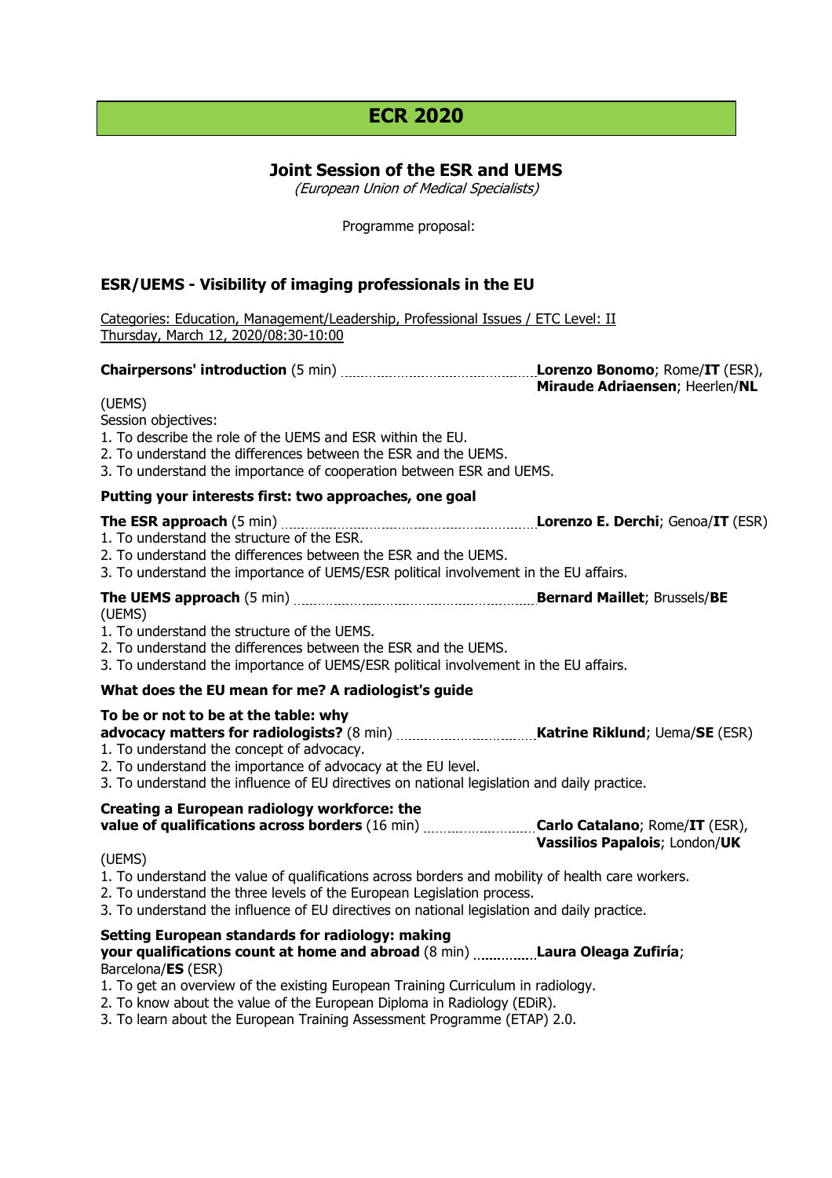# ECR 2020

## Joint Session of the ESR and UEMS

*(European Union of Medical Specialists)*

Programme proposal:

### ESR/UEMS - Visibility of imaging professionals in the EU

Categories: Education, Management/Leadership, Professional Issues / ETC Level: II
Thursday, March 12, 2020/08:30-10:00

**Chairpersons' introduction** (5 min) .......... **Lorenzo Bonomo**; Rome/**IT** (ESR), **Miraude Adriaensen**; Heerlen/**NL** (UEMS)

Session objectives:
1. To describe the role of the UEMS and ESR within the EU.
2. To understand the differences between the ESR and the UEMS.
3. To understand the importance of cooperation between ESR and UEMS.

**Putting your interests first: two approaches, one goal**

**The ESR approach** (5 min) .......... **Lorenzo E. Derchi**; Genoa/**IT** (ESR)
1. To understand the structure of the ESR.
2. To understand the differences between the ESR and the UEMS.
3. To understand the importance of UEMS/ESR political involvement in the EU affairs.

**The UEMS approach** (5 min) .......... **Bernard Maillet**; Brussels/**BE** (UEMS)
1. To understand the structure of the UEMS.
2. To understand the differences between the ESR and the UEMS.
3. To understand the importance of UEMS/ESR political involvement in the EU affairs.

**What does the EU mean for me? A radiologist's guide**

**To be or not to be at the table: why advocacy matters for radiologists?** (8 min) .......... **Katrine Riklund**; Uema/**SE** (ESR)
1. To understand the concept of advocacy.
2. To understand the importance of advocacy at the EU level.
3. To understand the influence of EU directives on national legislation and daily practice.

**Creating a European radiology workforce: the value of qualifications across borders** (16 min) .......... **Carlo Catalano**; Rome/**IT** (ESR), **Vassilios Papalois**; London/**UK** (UEMS)
1. To understand the value of qualifications across borders and mobility of health care workers.
2. To understand the three levels of the European Legislation process.
3. To understand the influence of EU directives on national legislation and daily practice.

**Setting European standards for radiology: making your qualifications count at home and abroad** (8 min) .......... **Laura Oleaga Zufiría**; Barcelona/**ES** (ESR)
1. To get an overview of the existing European Training Curriculum in radiology.
2. To know about the value of the European Diploma in Radiology (EDiR).
3. To learn about the European Training Assessment Programme (ETAP) 2.0.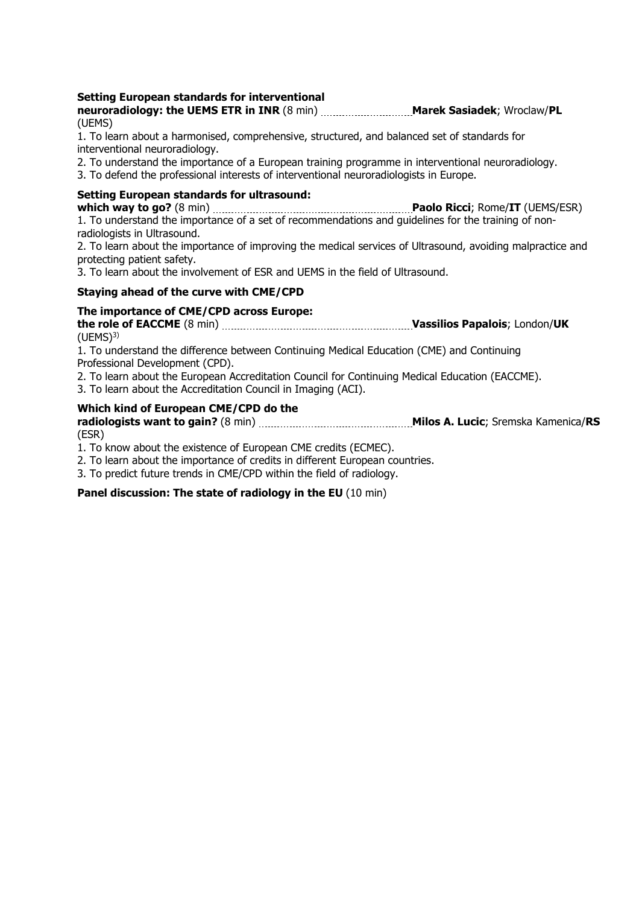**Setting European standards for interventional neuroradiology: the UEMS ETR in INR** (8 min) ............ **Marek Sasiadek**; Wroclaw/**PL** (UEMS)

1. To learn about a harmonised, comprehensive, structured, and balanced set of standards for interventional neuroradiology.
2. To understand the importance of a European training programme in interventional neuroradiology.
3. To defend the professional interests of interventional neuroradiologists in Europe.

**Setting European standards for ultrasound: which way to go?** (8 min) ............ **Paolo Ricci**; Rome/**IT** (UEMS/ESR)

1. To understand the importance of a set of recommendations and guidelines for the training of non-radiologists in Ultrasound.
2. To learn about the importance of improving the medical services of Ultrasound, avoiding malpractice and protecting patient safety.
3. To learn about the involvement of ESR and UEMS in the field of Ultrasound.

**Staying ahead of the curve with CME/CPD**

**The importance of CME/CPD across Europe: the role of EACCME** (8 min) ............ **Vassilios Papalois**; London/**UK** (UEMS)[3)]

1. To understand the difference between Continuing Medical Education (CME) and Continuing Professional Development (CPD).
2. To learn about the European Accreditation Council for Continuing Medical Education (EACCME).
3. To learn about the Accreditation Council in Imaging (ACI).

**Which kind of European CME/CPD do the radiologists want to gain?** (8 min) ............ **Milos A. Lucic**; Sremska Kamenica/**RS** (ESR)

1. To know about the existence of European CME credits (ECMEC).
2. To learn about the importance of credits in different European countries.
3. To predict future trends in CME/CPD within the field of radiology.

**Panel discussion: The state of radiology in the EU** (10 min)